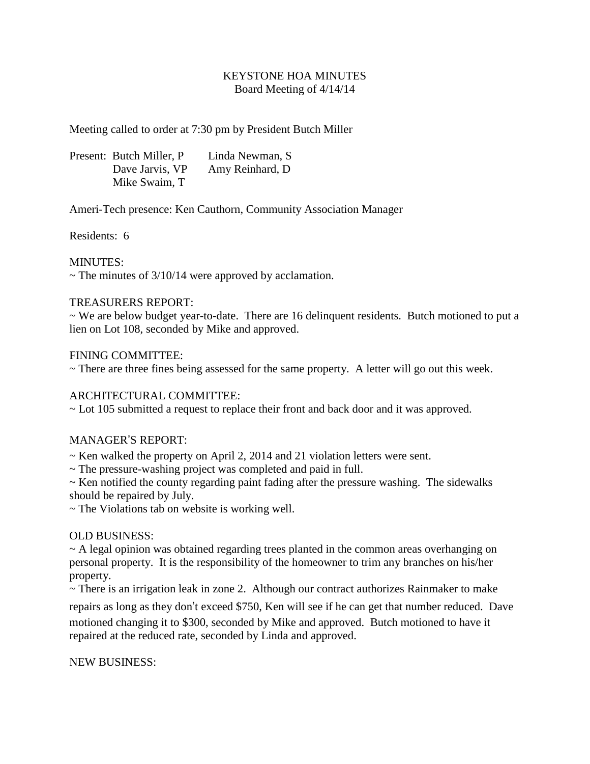# KEYSTONE HOA MINUTES

Board Meeting of 4/14/14

Meeting called to order at 7:30 pm by President Butch Miller

Present: Butch Miller, P    Linda Newman, S
Dave Jarvis, VP    Amy Reinhard, D
Mike Swaim, T

Ameri-Tech presence: Ken Cauthorn, Community Association Manager

Residents: 6

MINUTES:
~ The minutes of 3/10/14 were approved by acclamation.

TREASURERS REPORT:
~ We are below budget year-to-date. There are 16 delinquent residents. Butch motioned to put a lien on Lot 108, seconded by Mike and approved.

FINING COMMITTEE:
~ There are three fines being assessed for the same property. A letter will go out this week.

ARCHITECTURAL COMMITTEE:
~ Lot 105 submitted a request to replace their front and back door and it was approved.

MANAGER'S REPORT:
~ Ken walked the property on April 2, 2014 and 21 violation letters were sent.
~ The pressure-washing project was completed and paid in full.
~ Ken notified the county regarding paint fading after the pressure washing. The sidewalks should be repaired by July.
~ The Violations tab on website is working well.

OLD BUSINESS:
~ A legal opinion was obtained regarding trees planted in the common areas overhanging on personal property. It is the responsibility of the homeowner to trim any branches on his/her property.
~ There is an irrigation leak in zone 2. Although our contract authorizes Rainmaker to make repairs as long as they don't exceed $750, Ken will see if he can get that number reduced. Dave motioned changing it to $300, seconded by Mike and approved. Butch motioned to have it repaired at the reduced rate, seconded by Linda and approved.

NEW BUSINESS: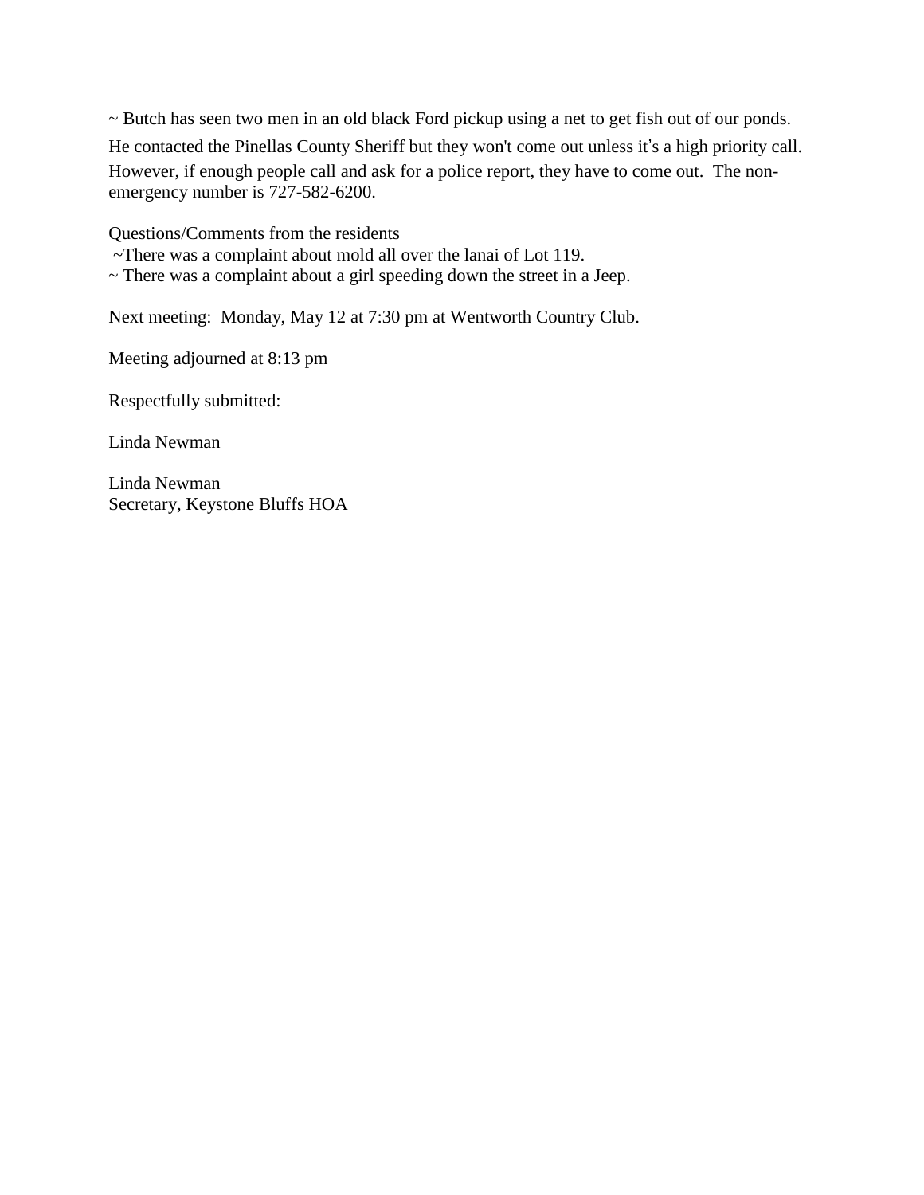~ Butch has seen two men in an old black Ford pickup using a net to get fish out of our ponds. He contacted the Pinellas County Sheriff but they won't come out unless it's a high priority call. However, if enough people call and ask for a police report, they have to come out. The non-emergency number is 727-582-6200.

Questions/Comments from the residents

~There was a complaint about mold all over the lanai of Lot 119.

~ There was a complaint about a girl speeding down the street in a Jeep.

Next meeting: Monday, May 12 at 7:30 pm at Wentworth Country Club.

Meeting adjourned at 8:13 pm

Respectfully submitted:

Linda Newman

Linda Newman
Secretary, Keystone Bluffs HOA